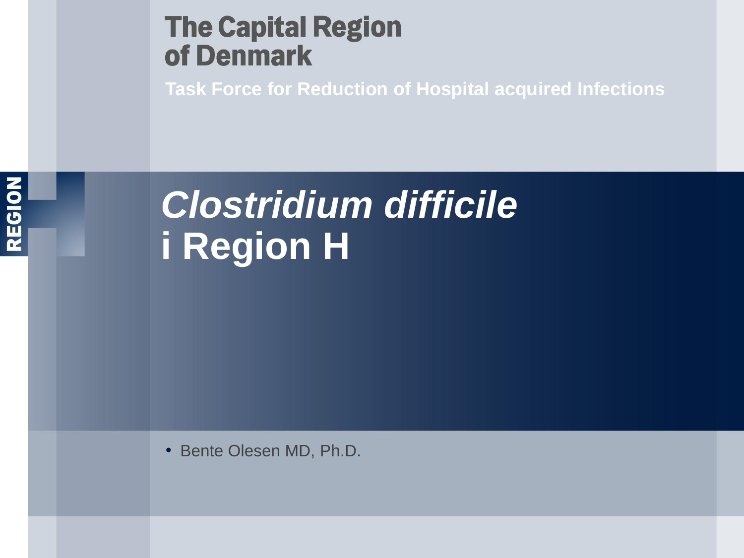The Capital Region of Denmark

Task Force for Reduction of Hospital acquired Infections

# *Clostridium difficile* i Region H

- Bente Olesen MD, Ph.D.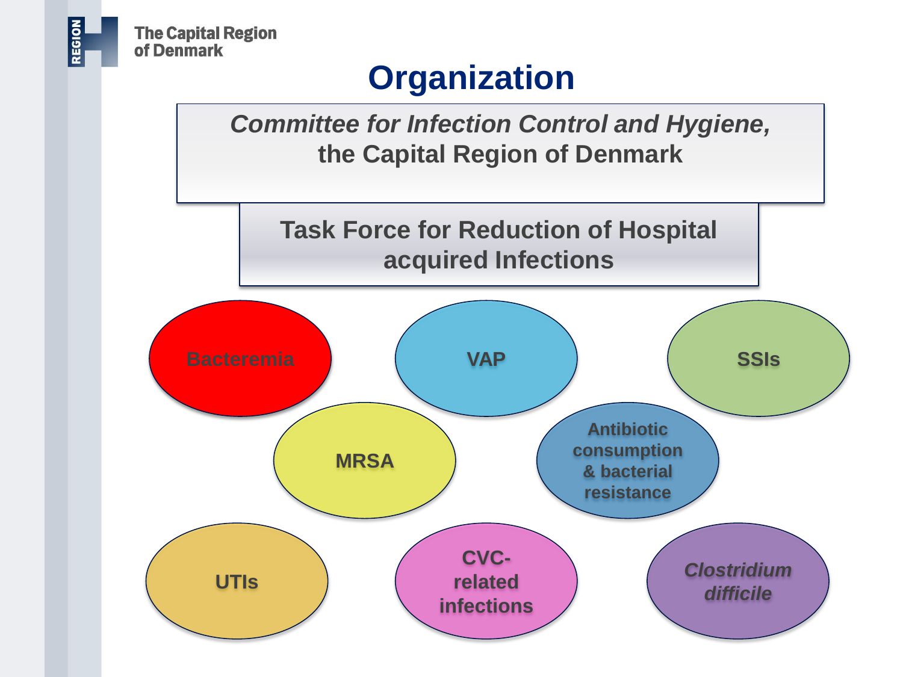# Organization

*Committee for Infection Control and Hygiene,*
**the Capital Region of Denmark**

**Task Force for Reduction of Hospital acquired Infections**

- **Bacteremia**
- **VAP**
- **SSIs**
- **MRSA**
- **Antibiotic consumption & bacterial resistance**
- **UTIs**
- **CVC-related infections**
- ***Clostridium difficile***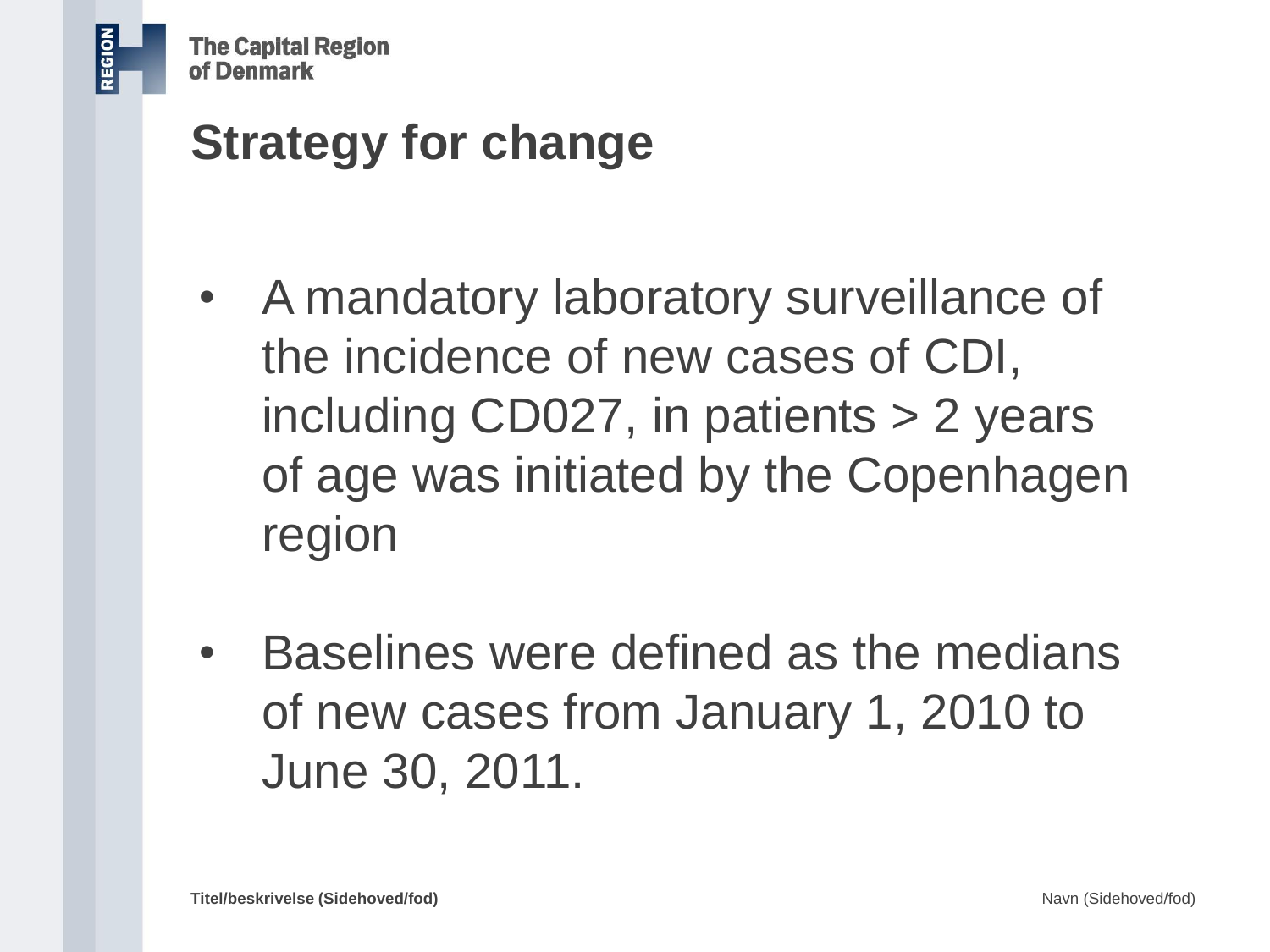# Strategy for change

- A mandatory laboratory surveillance of the incidence of new cases of CDI, including CD027, in patients > 2 years of age was initiated by the Copenhagen region

- Baselines were defined as the medians of new cases from January 1, 2010 to June 30, 2011.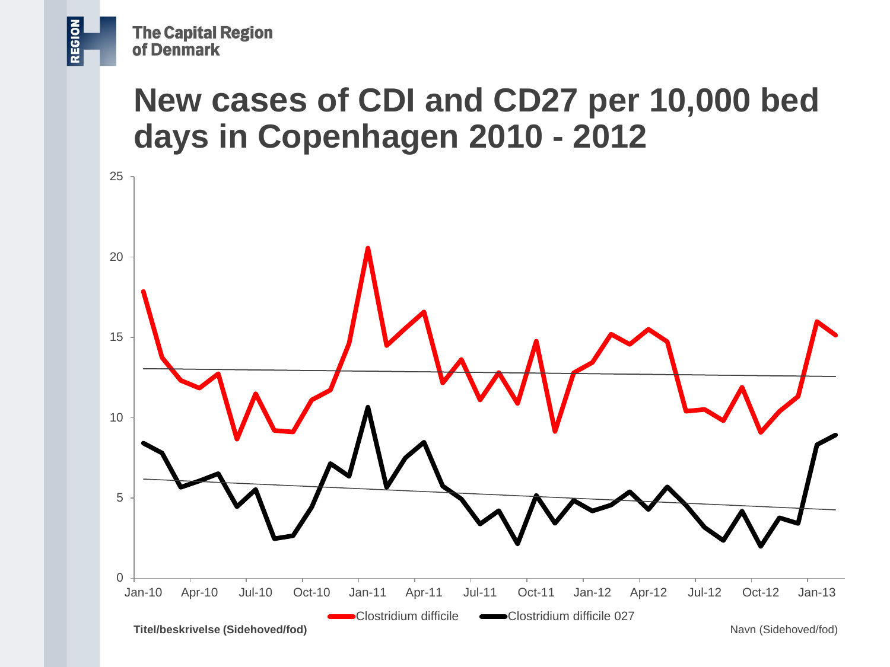The Capital Region of Denmark

# New cases of CDI and CD27 per 10,000 bed days in Copenhagen 2010 - 2012

Legend: Clostridium difficile; Clostridium difficile 027

Y-axis: 0, 5, 10, 15, 20, 25

X-axis: Jan-10, Apr-10, Jul-10, Oct-10, Jan-11, Apr-11, Jul-11, Oct-11, Jan-12, Apr-12, Jul-12, Oct-12, Jan-13

**Titel/beskrivelse (Sidehoved/fod)**

Navn (Sidehoved/fod)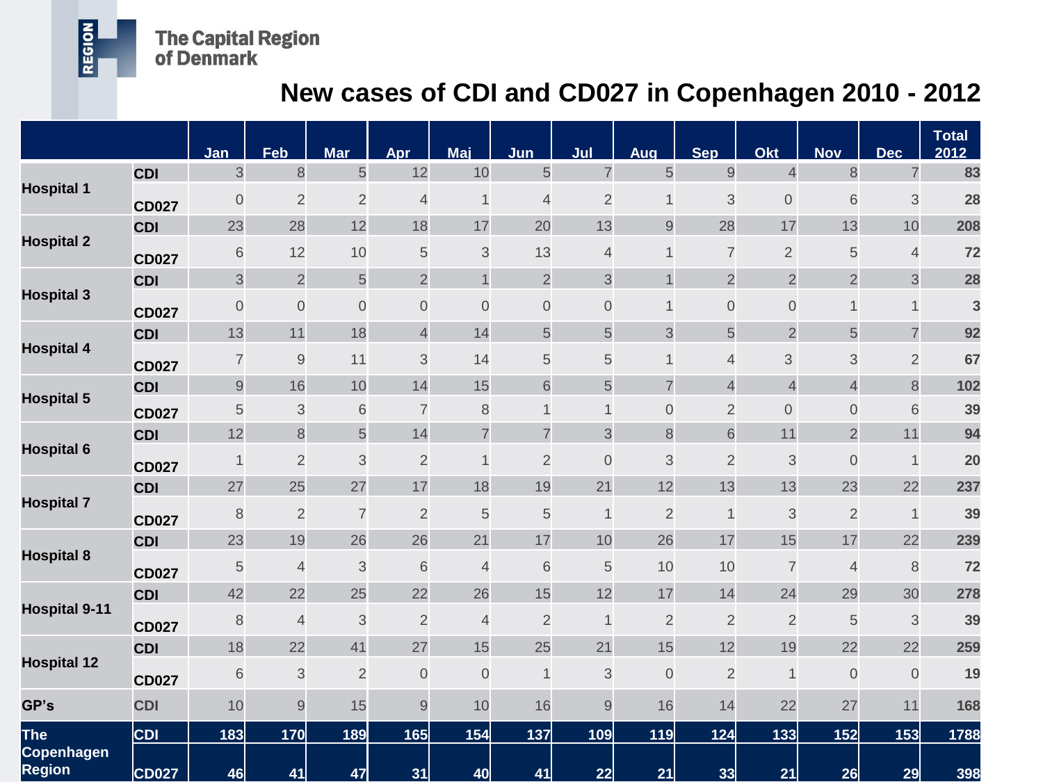The Capital Region of Denmark

# New cases of CDI and CD027 in Copenhagen 2010 - 2012

| | | Jan | Feb | Mar | Apr | Maj | Jun | Jul | Aug | Sep | Okt | Nov | Dec | Total 2012 |
|---|---|---|---|---|---|---|---|---|---|---|---|---|---|---|
| Hospital 1 | CDI | 3 | 8 | 5 | 12 | 10 | 5 | 7 | 5 | 9 | 4 | 8 | 7 | **83** |
| | CD027 | 0 | 2 | 2 | 4 | 1 | 4 | 2 | 1 | 3 | 0 | 6 | 3 | **28** |
| Hospital 2 | CDI | 23 | 28 | 12 | 18 | 17 | 20 | 13 | 9 | 28 | 17 | 13 | 10 | **208** |
| | CD027 | 6 | 12 | 10 | 5 | 3 | 13 | 4 | 1 | 7 | 2 | 5 | 4 | **72** |
| Hospital 3 | CDI | 3 | 2 | 5 | 2 | 1 | 2 | 3 | 1 | 2 | 2 | 2 | 3 | **28** |
| | CD027 | 0 | 0 | 0 | 0 | 0 | 0 | 0 | 1 | 0 | 0 | 1 | 1 | **3** |
| Hospital 4 | CDI | 13 | 11 | 18 | 4 | 14 | 5 | 5 | 3 | 5 | 2 | 5 | 7 | **92** |
| | CD027 | 7 | 9 | 11 | 3 | 14 | 5 | 5 | 1 | 4 | 3 | 3 | 2 | **67** |
| Hospital 5 | CDI | 9 | 16 | 10 | 14 | 15 | 6 | 5 | 7 | 4 | 4 | 4 | 8 | **102** |
| | CD027 | 5 | 3 | 6 | 7 | 8 | 1 | 1 | 0 | 2 | 0 | 0 | 6 | **39** |
| Hospital 6 | CDI | 12 | 8 | 5 | 14 | 7 | 7 | 3 | 8 | 6 | 11 | 2 | 11 | **94** |
| | CD027 | 1 | 2 | 3 | 2 | 1 | 2 | 0 | 3 | 2 | 3 | 0 | 1 | **20** |
| Hospital 7 | CDI | 27 | 25 | 27 | 17 | 18 | 19 | 21 | 12 | 13 | 13 | 23 | 22 | **237** |
| | CD027 | 8 | 2 | 7 | 2 | 5 | 5 | 1 | 2 | 1 | 3 | 2 | 1 | **39** |
| Hospital 8 | CDI | 23 | 19 | 26 | 26 | 21 | 17 | 10 | 26 | 17 | 15 | 17 | 22 | **239** |
| | CD027 | 5 | 4 | 3 | 6 | 4 | 6 | 5 | 10 | 10 | 7 | 4 | 8 | **72** |
| Hospital 9-11 | CDI | 42 | 22 | 25 | 22 | 26 | 15 | 12 | 17 | 14 | 24 | 29 | 30 | **278** |
| | CD027 | 8 | 4 | 3 | 2 | 4 | 2 | 1 | 2 | 2 | 2 | 5 | 3 | **39** |
| Hospital 12 | CDI | 18 | 22 | 41 | 27 | 15 | 25 | 21 | 15 | 12 | 19 | 22 | 22 | **259** |
| | CD027 | 6 | 3 | 2 | 0 | 0 | 1 | 3 | 0 | 2 | 1 | 0 | 0 | **19** |
| GP's | CDI | 10 | 9 | 15 | 9 | 10 | 16 | 9 | 16 | 14 | 22 | 27 | 11 | **168** |
| The Copenhagen Region | CDI | **183** | **170** | **189** | **165** | **154** | **137** | **109** | **119** | **124** | **133** | **152** | **153** | **1788** |
| | CD027 | **46** | **41** | **47** | **31** | **40** | **41** | **22** | **21** | **33** | **21** | **26** | **29** | **398** |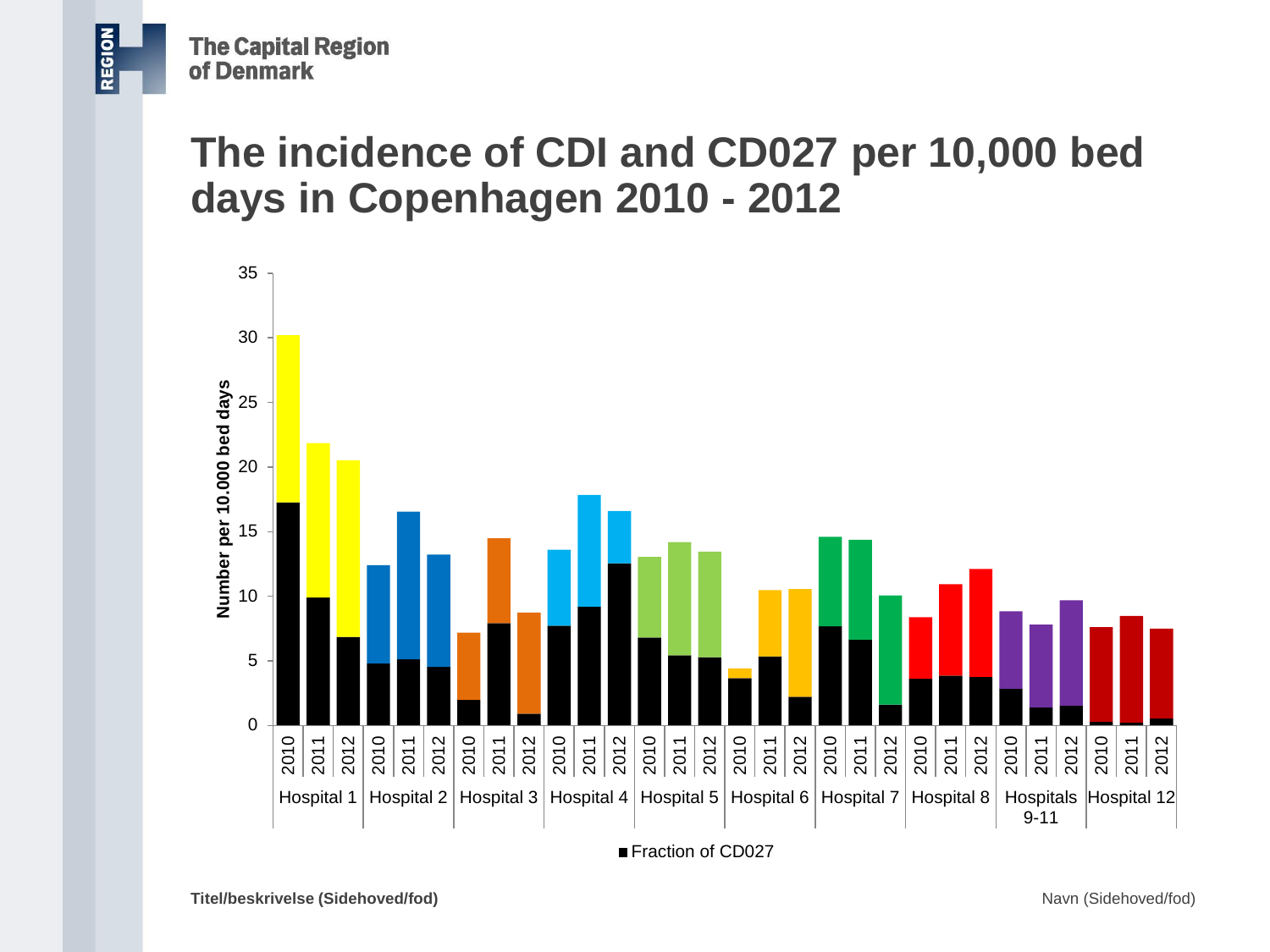# The incidence of CDI and CD027 per 10,000 bed days in Copenhagen 2010 - 2012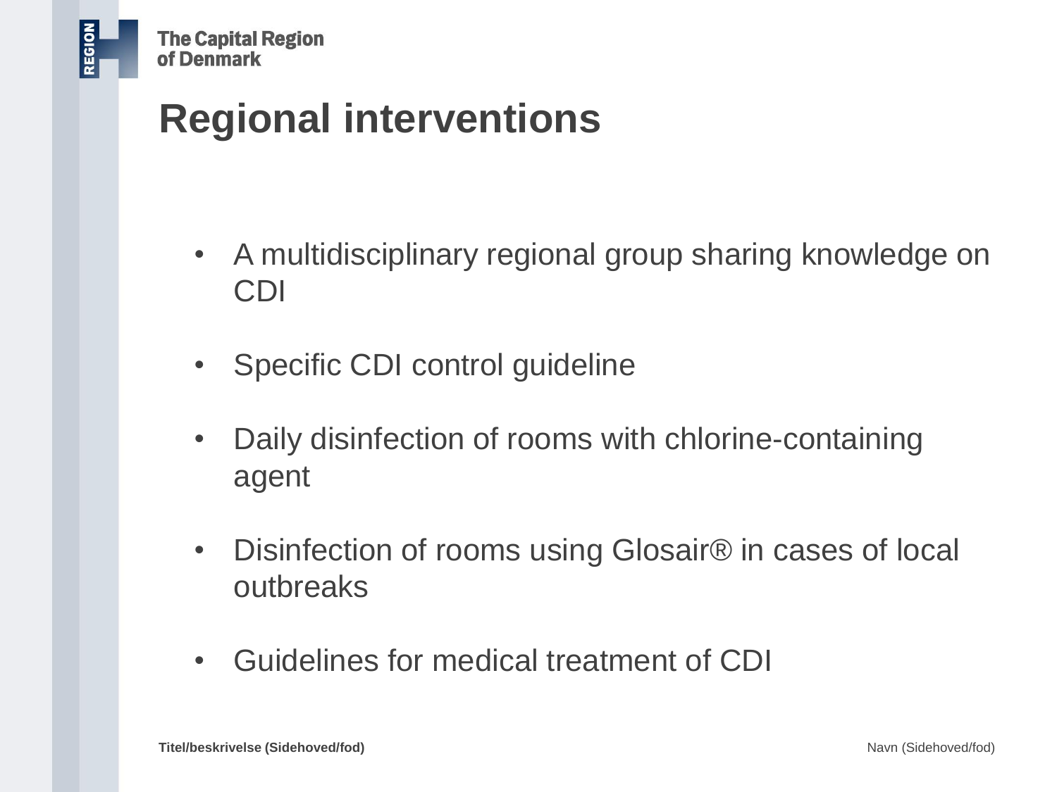# Regional interventions

- A multidisciplinary regional group sharing knowledge on CDI
- Specific CDI control guideline
- Daily disinfection of rooms with chlorine-containing agent
- Disinfection of rooms using Glosair® in cases of local outbreaks
- Guidelines for medical treatment of CDI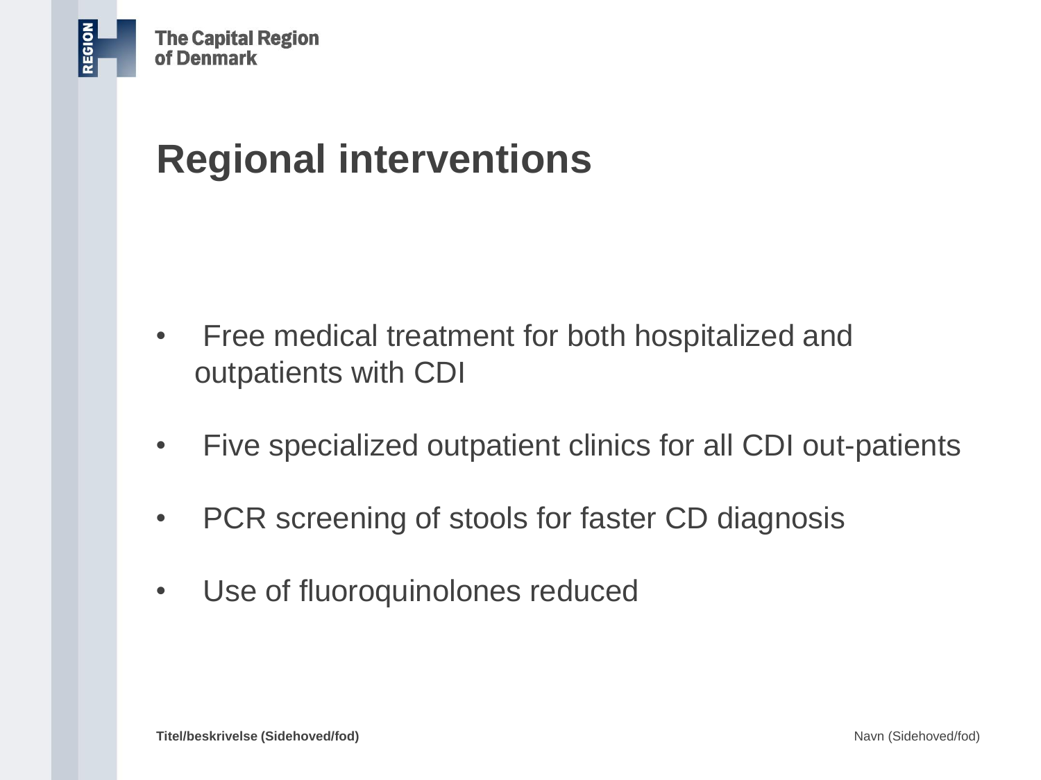# Regional interventions

- Free medical treatment for both hospitalized and outpatients with CDI
- Five specialized outpatient clinics for all CDI out-patients
- PCR screening of stools for faster CD diagnosis
- Use of fluoroquinolones reduced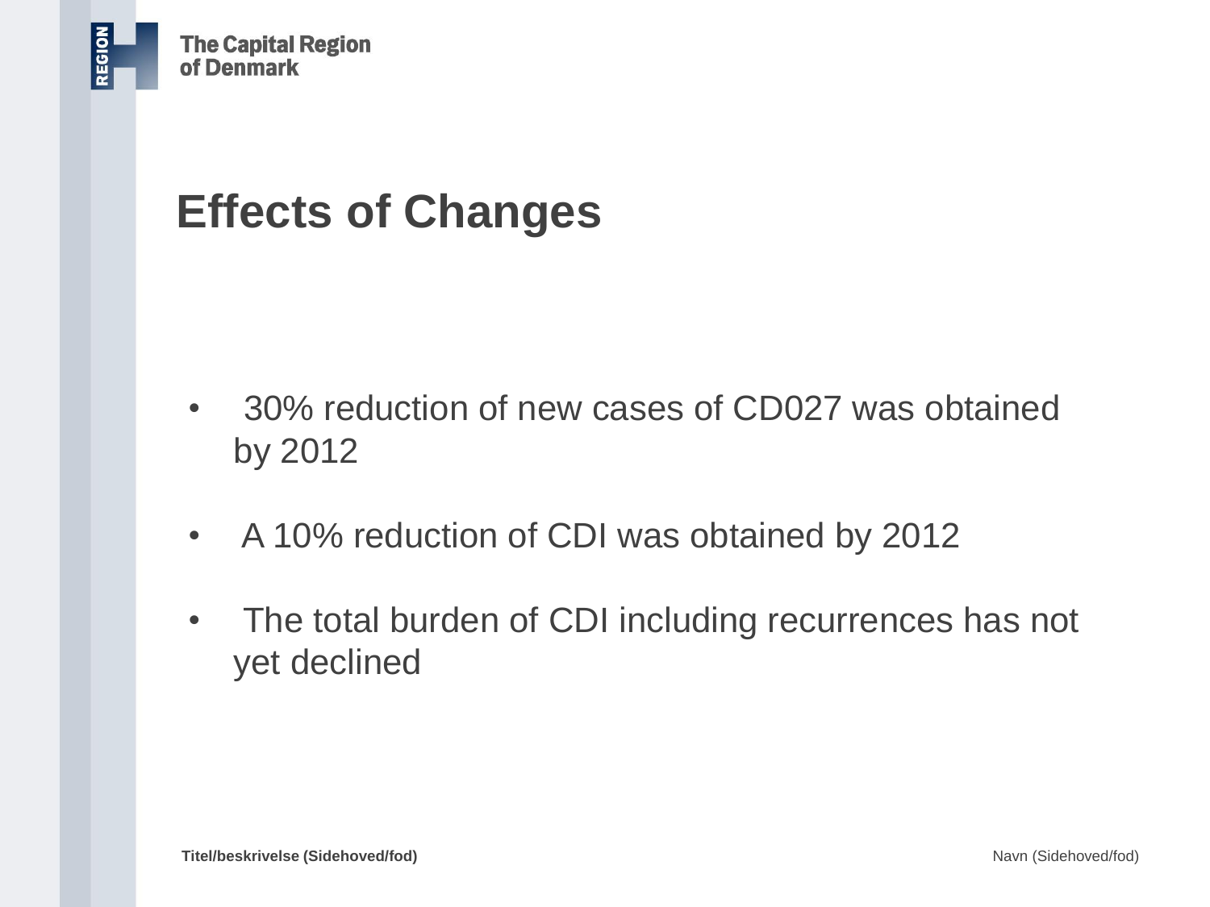# Effects of Changes

- 30% reduction of new cases of CD027 was obtained by 2012
- A 10% reduction of CDI was obtained by 2012
- The total burden of CDI including recurrences has not yet declined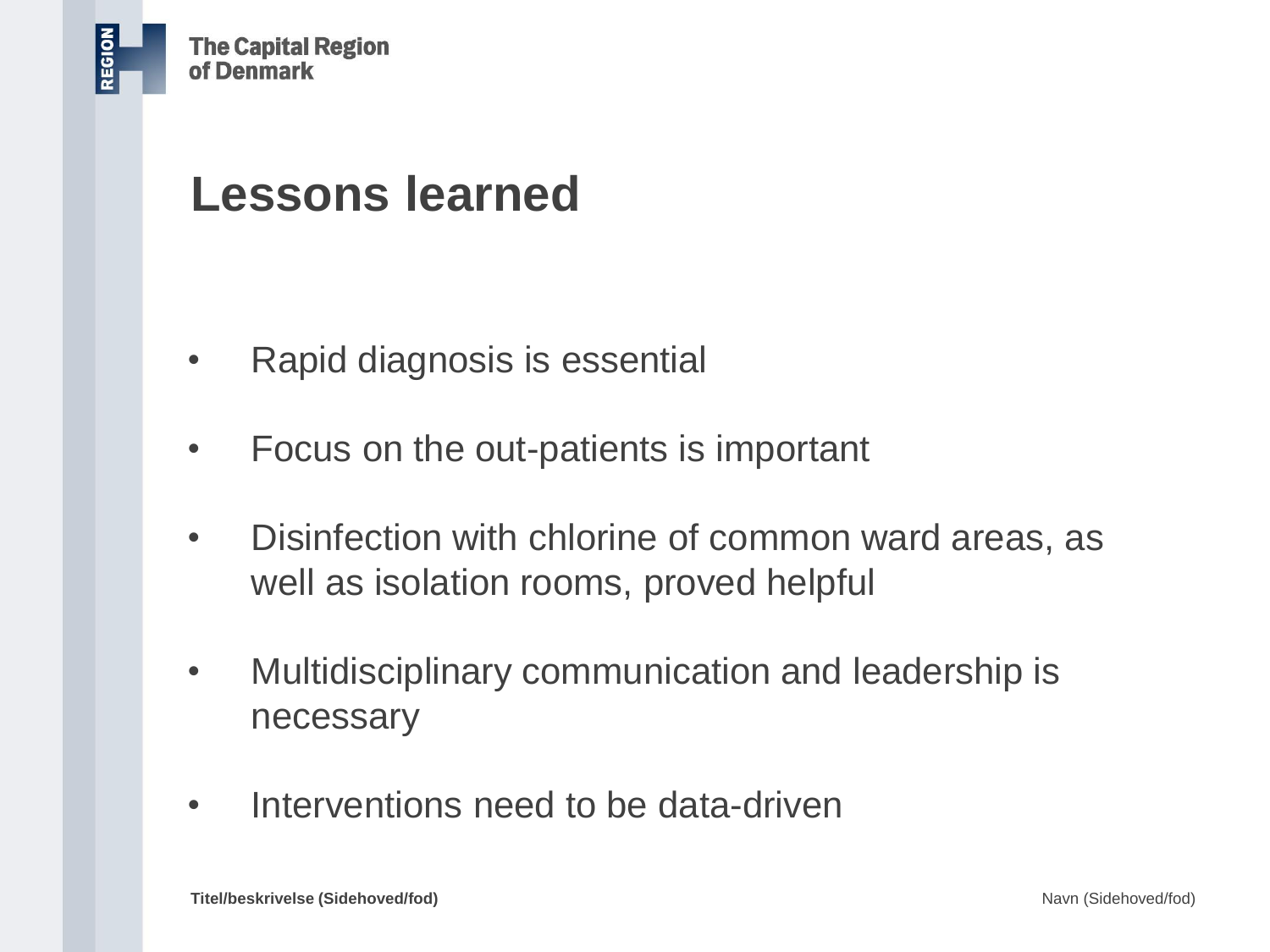# Lessons learned

- Rapid diagnosis is essential
- Focus on the out-patients is important
- Disinfection with chlorine of common ward areas, as well as isolation rooms, proved helpful
- Multidisciplinary communication and leadership is necessary
- Interventions need to be data-driven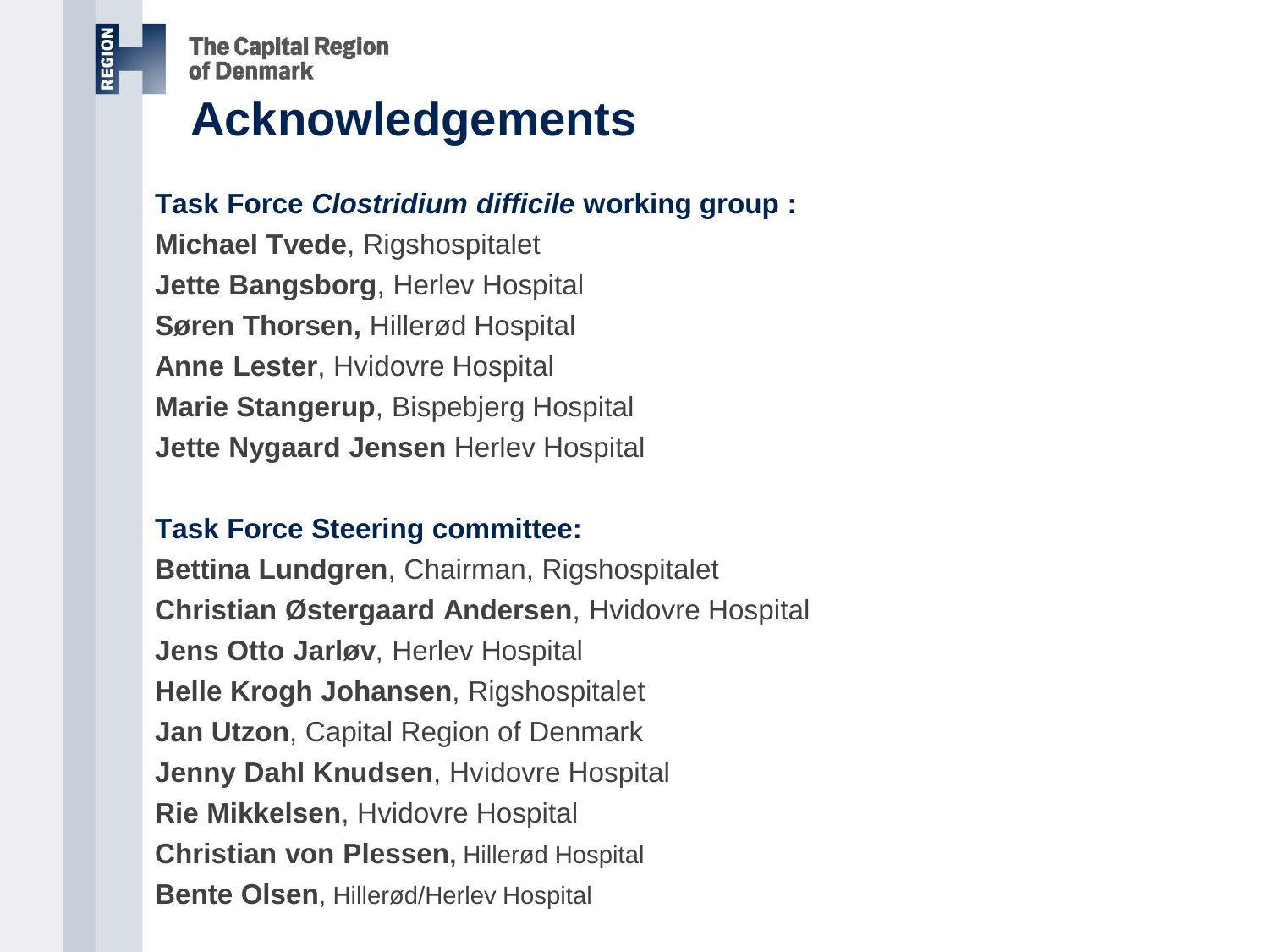The Capital Region of Denmark

# Acknowledgements

**Task Force *Clostridium difficile* working group :**

**Michael Tvede**, Rigshospitalet
**Jette Bangsborg**, Herlev Hospital
**Søren Thorsen,** Hillerød Hospital
**Anne Lester**, Hvidovre Hospital
**Marie Stangerup**, Bispebjerg Hospital
**Jette Nygaard Jensen** Herlev Hospital

**Task Force Steering committee:**

**Bettina Lundgren**, Chairman, Rigshospitalet
**Christian Østergaard Andersen**, Hvidovre Hospital
**Jens Otto Jarløv**, Herlev Hospital
**Helle Krogh Johansen**, Rigshospitalet
**Jan Utzon**, Capital Region of Denmark
**Jenny Dahl Knudsen**, Hvidovre Hospital
**Rie Mikkelsen**, Hvidovre Hospital
**Christian von Plessen,** Hillerød Hospital
**Bente Olsen**, Hillerød/Herlev Hospital